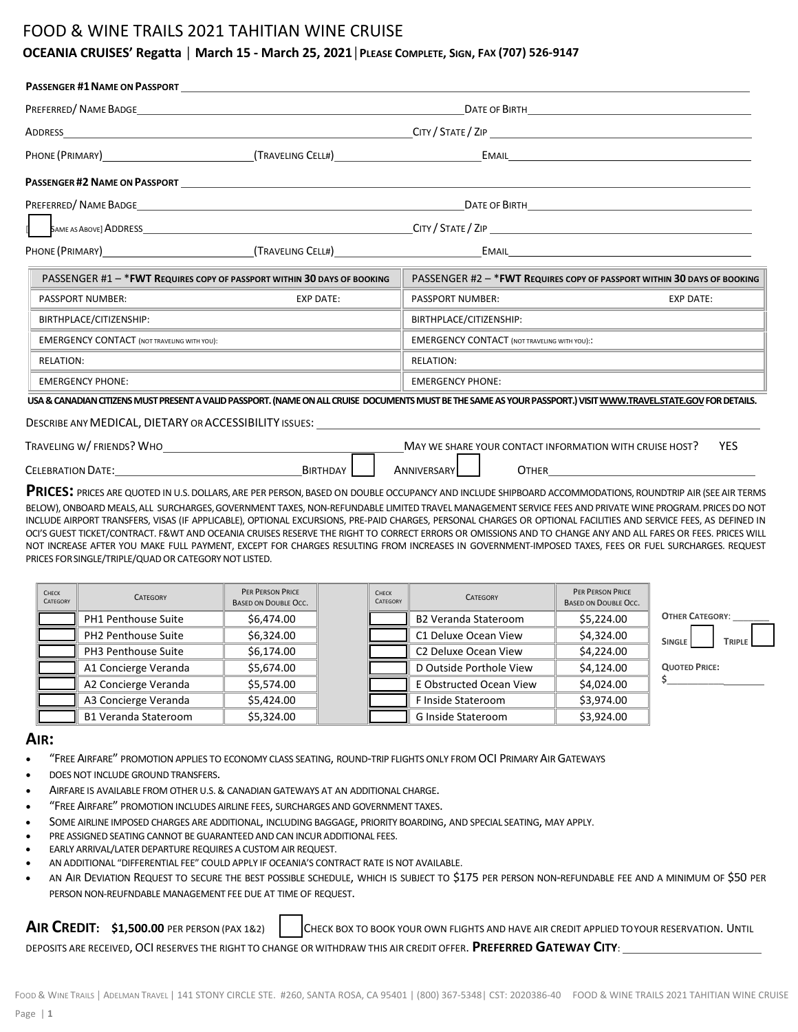# FOOD & WINE TRAILS 2021 TAHITIAN WINE CRUISE

**OCEANIA CRUISES' Regatta | March 15 - March 25, 2021 | PLEASE COMPLETE, SIGN, FAX (707) 526-9147**

**PASSENGER #1 NAME ON PASSPORT** ______________________________

PREFERRED/ NAME BADGE ______________________ DATE OF BIRTH ______________________

ADDRESS ______________________ CITY / STATE / ZIP ______________________

PHONE (PRIMARY) ______________ (TRAVELING CELL#) ______________ EMAIL ______________________

**PASSENGER #2 NAME ON PASSPORT** ______________________________

PREFERRED/ NAME BADGE ______________________ DATE OF BIRTH ______________________

[ ] SAME AS ABOVE] ADDRESS ______________________ CITY / STATE / ZIP ______________________

PHONE (PRIMARY) ______________ (TRAVELING CELL#) ______________ EMAIL ______________________

| PASSENGER #1 – \***FWT REQUIRES COPY OF PASSPORT WITHIN 30 DAYS OF BOOKING** | | PASSENGER #2 – \***FWT REQUIRES COPY OF PASSPORT WITHIN 30 DAYS OF BOOKING** | |
|---|---|---|---|
| PASSPORT NUMBER: | EXP DATE: | PASSPORT NUMBER: | EXP DATE: |
| BIRTHPLACE/CITIZENSHIP: | | BIRTHPLACE/CITIZENSHIP: | |
| EMERGENCY CONTACT (NOT TRAVELING WITH YOU): | | EMERGENCY CONTACT (NOT TRAVELING WITH YOU):: | |
| RELATION: | | RELATION: | |
| EMERGENCY PHONE: | | EMERGENCY PHONE: | |

**USA & CANADIAN CITIZENS MUST PRESENT A VALID PASSPORT. (NAME ON ALL CRUISE DOCUMENTS MUST BE THE SAME AS YOUR PASSPORT.) VISIT WWW.TRAVEL.STATE.GOV FOR DETAILS.**

DESCRIBE ANY MEDICAL, DIETARY OR ACCESSIBILITY ISSUES: ______________________________

TRAVELING W/ FRIENDS? WHO ______________________ MAY WE SHARE YOUR CONTACT INFORMATION WITH CRUISE HOST? YES

CELEBRATION DATE: ______________ BIRTHDAY [ ] ANNIVERSARY [ ] OTHER ______________

**PRICES:** PRICES ARE QUOTED IN U.S. DOLLARS, ARE PER PERSON, BASED ON DOUBLE OCCUPANCY AND INCLUDE SHIPBOARD ACCOMMODATIONS, ROUNDTRIP AIR (SEE AIR TERMS BELOW), ONBOARD MEALS, ALL SURCHARGES, GOVERNMENT TAXES, NON-REFUNDABLE LIMITED TRAVEL MANAGEMENT SERVICE FEES AND PRIVATE WINE PROGRAM. PRICES DO NOT INCLUDE AIRPORT TRANSFERS, VISAS (IF APPLICABLE), OPTIONAL EXCURSIONS, PRE-PAID CHARGES, PERSONAL CHARGES OR OPTIONAL FACILITIES AND SERVICE FEES, AS DEFINED IN OCI'S GUEST TICKET/CONTRACT. F&WT AND OCEANIA CRUISES RESERVE THE RIGHT TO CORRECT ERRORS OR OMISSIONS AND TO CHANGE ANY AND ALL FARES OR FEES. PRICES WILL NOT INCREASE AFTER YOU MAKE FULL PAYMENT, EXCEPT FOR CHARGES RESULTING FROM INCREASES IN GOVERNMENT-IMPOSED TAXES, FEES OR FUEL SURCHARGES. REQUEST PRICES FOR SINGLE/TRIPLE/QUAD OR CATEGORY NOT LISTED.

| CHECK CATEGORY | CATEGORY | PER PERSON PRICE BASED ON DOUBLE OCC. | CHECK CATEGORY | CATEGORY | PER PERSON PRICE BASED ON DOUBLE OCC. |
|---|---|---|---|---|---|
| [ ] | PH1 Penthouse Suite | $6,474.00 | [ ] | B2 Veranda Stateroom | $5,224.00 |
| [ ] | PH2 Penthouse Suite | $6,324.00 | [ ] | C1 Deluxe Ocean View | $4,324.00 |
| [ ] | PH3 Penthouse Suite | $6,174.00 | [ ] | C2 Deluxe Ocean View | $4,224.00 |
| [ ] | A1 Concierge Veranda | $5,674.00 | [ ] | D Outside Porthole View | $4,124.00 |
| [ ] | A2 Concierge Veranda | $5,574.00 | [ ] | E Obstructed Ocean View | $4,024.00 |
| [ ] | A3 Concierge Veranda | $5,424.00 | [ ] | F Inside Stateroom | $3,974.00 |
| [ ] | B1 Veranda Stateroom | $5,324.00 | [ ] | G Inside Stateroom | $3,924.00 |

**OTHER CATEGORY**: ________

**SINGLE** [ ] **TRIPLE** [ ]

**QUOTED PRICE:** $____________

## AIR:

- "FREE AIRFARE" PROMOTION APPLIES TO ECONOMY CLASS SEATING, ROUND-TRIP FLIGHTS ONLY FROM OCI PRIMARY AIR GATEWAYS
- DOES NOT INCLUDE GROUND TRANSFERS.
- AIRFARE IS AVAILABLE FROM OTHER U.S. & CANADIAN GATEWAYS AT AN ADDITIONAL CHARGE.
- "FREE AIRFARE" PROMOTION INCLUDES AIRLINE FEES, SURCHARGES AND GOVERNMENT TAXES.
- SOME AIRLINE IMPOSED CHARGES ARE ADDITIONAL, INCLUDING BAGGAGE, PRIORITY BOARDING, AND SPECIAL SEATING, MAY APPLY.
- PRE ASSIGNED SEATING CANNOT BE GUARANTEED AND CAN INCUR ADDITIONAL FEES.
- EARLY ARRIVAL/LATER DEPARTURE REQUIRES A CUSTOM AIR REQUEST.
- AN ADDITIONAL "DIFFERENTIAL FEE" COULD APPLY IF OCEANIA'S CONTRACT RATE IS NOT AVAILABLE.
- AN AIR DEVIATION REQUEST TO SECURE THE BEST POSSIBLE SCHEDULE, WHICH IS SUBJECT TO $175 PER PERSON NON-REFUNDABLE FEE AND A MINIMUM OF $50 PER PERSON NON-REUFNDABLE MANAGEMENT FEE DUE AT TIME OF REQUEST.

**AIR CREDIT: $1,500.00** PER PERSON (PAX 1&2) [ ] CHECK BOX TO BOOK YOUR OWN FLIGHTS AND HAVE AIR CREDIT APPLIED TO YOUR RESERVATION. UNTIL DEPOSITS ARE RECEIVED, OCI RESERVES THE RIGHT TO CHANGE OR WITHDRAW THIS AIR CREDIT OFFER. **PREFERRED GATEWAY CITY**: ______________________

FOOD & WINE TRAILS | ADELMAN TRAVEL | 141 STONY CIRCLE STE. #260, SANTA ROSA, CA 95401 | (800) 367-5348| CST: 2020386-40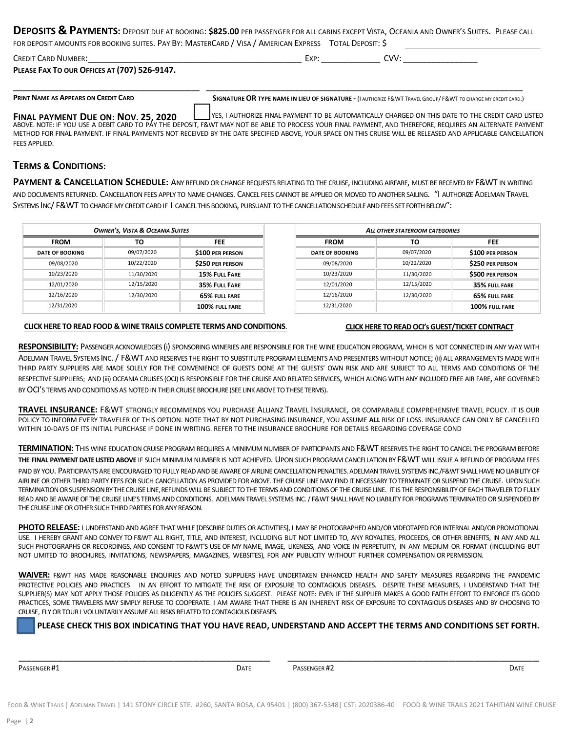**DEPOSITS & PAYMENTS:** DEPOSIT DUE AT BOOKING: **$825.00** PER PASSENGER FOR ALL CABINS EXCEPT VISTA, OCEANIA AND OWNER'S SUITES. PLEASE CALL FOR DEPOSIT AMOUNTS FOR BOOKING SUITES. PAY BY: MASTERCARD / VISA / AMERICAN EXPRESS TOTAL DEPOSIT: $ ______________________________

CREDIT CARD NUMBER:_________________________________________________ EXP: _____________ CVV: ________________

**PLEASE FAX TO OUR OFFICES AT (707) 526-9147.**

_____________________________________________ ___________________________________________________________________________

**PRINT NAME AS APPEARS ON CREDIT CARD** **SIGNATURE OR TYPE NAME IN LIEU OF SIGNATURE** - (I AUTHORIZE F&WT TRAVEL GROUP/ F&WT TO CHARGE MY CREDIT CARD.)

**FINAL PAYMENT DUE ON: NOV. 25, 2020** ☐ YES, I AUTHORIZE FINAL PAYMENT TO BE AUTOMATICALLY CHARGED ON THIS DATE TO THE CREDIT CARD LISTED ABOVE. NOTE: IF YOU USE A DEBIT CARD TO PAY THE DEPOSIT, F&WT MAY NOT BE ABLE TO PROCESS YOUR FINAL PAYMENT, AND THEREFORE, REQUIRES AN ALTERNATE PAYMENT METHOD FOR FINAL PAYMENT. IF FINAL PAYMENTS NOT RECEIVED BY THE DATE SPECIFIED ABOVE, YOUR SPACE ON THIS CRUISE WILL BE RELEASED AND APPLICABLE CANCELLATION FEES APPLIED.

## TERMS & CONDITIONS:

**PAYMENT & CANCELLATION SCHEDULE:** ANY REFUND OR CHANGE REQUESTS RELATING TO THE CRUISE, INCLUDING AIRFARE, MUST BE RECEIVED BY F&WT IN WRITING AND DOCUMENTS RETURNED. CANCELLATION FEES APPLY TO NAME CHANGES. CANCEL FEES CANNOT BE APPLIED OR MOVED TO ANOTHER SAILING. "I AUTHORIZE ADELMAN TRAVEL SYSTEMS INC/ F&WT TO CHARGE MY CREDIT CARD IF I CANCEL THIS BOOKING, PURSUANT TO THE CANCELLATION SCHEDULE AND FEES SET FORTH BELOW":

| *OWNER'S, VISTA & OCEANIA SUITES* | | |
|---|---|---|
| **FROM** | **TO** | **FEE** |
| DATE OF BOOKING | 09/07/2020 | **$100 PER PERSON** |
| 09/08/2020 | 10/22/2020 | **$250 PER PERSON** |
| 10/23/2020 | 11/30/2020 | **15% FULL FARE** |
| 12/01/2020 | 12/15/2020 | **35% FULL FARE** |
| 12/16/2020 | 12/30/2020 | **65% FULL FARE** |
| 12/31/2020 | | **100% FULL FARE** |

| *ALL OTHER STATEROOM CATEGORIES* | | |
|---|---|---|
| **FROM** | **TO** | **FEE** |
| DATE OF BOOKING | 09/07/2020 | **$100 PER PERSON** |
| 09/08/2020 | 10/22/2020 | **$250 PER PERSON** |
| 10/23/2020 | 11/30/2020 | **$500 PER PERSON** |
| 12/01/2020 | 12/15/2020 | **35% FULL FARE** |
| 12/16/2020 | 12/30/2020 | **65% FULL FARE** |
| 12/31/2020 | | **100% FULL FARE** |

**CLICK HERE TO READ FOOD & WINE TRAILS COMPLETE TERMS AND CONDITIONS.** **CLICK HERE TO READ OCI's GUEST/TICKET CONTRACT**

**RESPONSIBILITY:** PASSENGER ACKNOWLEDGES (I) SPONSORING WINERIES ARE RESPONSIBLE FOR THE WINE EDUCATION PROGRAM, WHICH IS NOT CONNECTED IN ANY WAY WITH ADELMAN TRAVEL SYSTEMS INC. / F&WT AND RESERVES THE RIGHT TO SUBSTITUTE PROGRAM ELEMENTS AND PRESENTERS WITHOUT NOTICE; (II) ALL ARRANGEMENTS MADE WITH THIRD PARTY SUPPLIERS ARE MADE SOLELY FOR THE CONVENIENCE OF GUESTS DONE AT THE GUESTS' OWN RISK AND ARE SUBJECT TO ALL TERMS AND CONDITIONS OF THE RESPECTIVE SUPPLIERS; AND (III) OCEANIA CRUISES (OCI) IS RESPONSIBLE FOR THE CRUISE AND RELATED SERVICES, WHICH ALONG WITH ANY INCLUDED FREE AIR FARE, ARE GOVERNED BY OCI'S TERMS AND CONDITIONS AS NOTED IN THEIR CRUISE BROCHURE (SEE LINK ABOVE TO THESE TERMS).

**TRAVEL INSURANCE:** F&WT STRONGLY RECOMMENDS YOU PURCHASE ALLIANZ TRAVEL INSURANCE, OR COMPARABLE COMPREHENSIVE TRAVEL POLICY. IT IS OUR POLICY TO INFORM EVERY TRAVELER OF THIS OPTION. NOTE THAT BY NOT PURCHASING INSURANCE, YOU ASSUME **ALL** RISK OF LOSS. INSURANCE CAN ONLY BE CANCELLED WITHIN 10-DAYS OF ITS INITIAL PURCHASE IF DONE IN WRITING. REFER TO THE INSURANCE BROCHURE FOR DETAILS REGARDING COVERAGE COND

**TERMINATION:** THIS WINE EDUCATION CRUISE PROGRAM REQUIRES A MINIMUM NUMBER OF PARTICIPANTS AND F&WT RESERVES THE RIGHT TO CANCEL THE PROGRAM BEFORE **THE FINAL PAYMENT DATE LISTED ABOVE** IF SUCH MINIMUM NUMBER IS NOT ACHIEVED. UPON SUCH PROGRAM CANCELLATION BY F&WT WILL ISSUE A REFUND OF PROGRAM FEES PAID BY YOU. PARTICIPANTS ARE ENCOURAGED TO FULLY READ AND BE AWARE OF AIRLINE CANCELLATION PENALTIES. ADELMAN TRAVEL SYSTEMS INC./F&WT SHALL HAVE NO LIABILITY OF AIRLINE OR OTHER THIRD PARTY FEES FOR SUCH CANCELLATION AS PROVIDED FOR ABOVE. THE CRUISE LINE MAY FIND IT NECESSARY TO TERMINATE OR SUSPEND THE CRUISE. UPON SUCH TERMINATION OR SUSPENSION BY THE CRUISE LINE, REFUNDS WILL BE SUBJECT TO THE TERMS AND CONDITIONS OF THE CRUISE LINE. IT IS THE RESPONSIBILITY OF EACH TRAVELER TO FULLY READ AND BE AWARE OF THE CRUISE LINE'S TERMS AND CONDITIONS. ADELMAN TRAVEL SYSTEMS INC. / F&WT SHALL HAVE NO LIABILITY FOR PROGRAMS TERMINATED OR SUSPENDED BY THE CRUISE LINE OR OTHER SUCH THIRD PARTIES FOR ANY REASON.

**PHOTO RELEASE:** I UNDERSTAND AND AGREE THAT WHILE [DESCRIBE DUTIES OR ACTIVITIES], I MAY BE PHOTOGRAPHED AND/OR VIDEOTAPED FOR INTERNAL AND/OR PROMOTIONAL USE. I HEREBY GRANT AND CONVEY TO F&WT ALL RIGHT, TITLE, AND INTEREST, INCLUDING BUT NOT LIMITED TO, ANY ROYALTIES, PROCEEDS, OR OTHER BENEFITS, IN ANY AND ALL SUCH PHOTOGRAPHS OR RECORDINGS, AND CONSENT TO F&WT'S USE OF MY NAME, IMAGE, LIKENESS, AND VOICE IN PERPETUITY, IN ANY MEDIUM OR FORMAT (INCLUDING BUT NOT LIMITED TO BROCHURES, INVITATIONS, NEWSPAPERS, MAGAZINES, WEBSITES), FOR ANY PUBLICITY WITHOUT FURTHER COMPENSATION OR PERMISSION.

**WAIVER:** F&WT HAS MADE REASONABLE ENQUIRIES AND NOTED SUPPLIERS HAVE UNDERTAKEN ENHANCED HEALTH AND SAFETY MEASURES REGARDING THE PANDEMIC PROTECTIVE POLICIES AND PRACTICES IN AN EFFORT TO MITIGATE THE RISK OF EXPOSURE TO CONTAGIOUS DISEASES. DESPITE THESE MEASURES, I UNDERSTAND THAT THE SUPPLIER(S) MAY NOT APPLY THOSE POLICIES AS DILIGENTLY AS THE POLICIES SUGGEST. PLEASE NOTE: EVEN IF THE SUPPLIER MAKES A GOOD FAITH EFFORT TO ENFORCE ITS GOOD PRACTICES, SOME TRAVELERS MAY SIMPLY REFUSE TO COOPERATE. I AM AWARE THAT THERE IS AN INHERENT RISK OF EXPOSURE TO CONTAGIOUS DISEASES AND BY CHOOSING TO CRUISE, FLY OR TOUR I VOLUNTARILY ASSUME ALL RISKS RELATED TO CONTAGIOUS DISEASES.

☐ **PLEASE CHECK THIS BOX INDICATING THAT YOU HAVE READ, UNDERSTAND AND ACCEPT THE TERMS AND CONDITIONS SET FORTH.**

_____________________________________________ _____________________________________________

PASSENGER #1 DATE PASSENGER #2 DATE

FOOD & WINE TRAILS | ADELMAN TRAVEL | 141 STONY CIRCLE STE. #260, SANTA ROSA, CA 95401 | (800) 367-5348| CST: 2020386-40 FOOD & WINE TRAILS 2021 TAHITIAN WINE CRUISE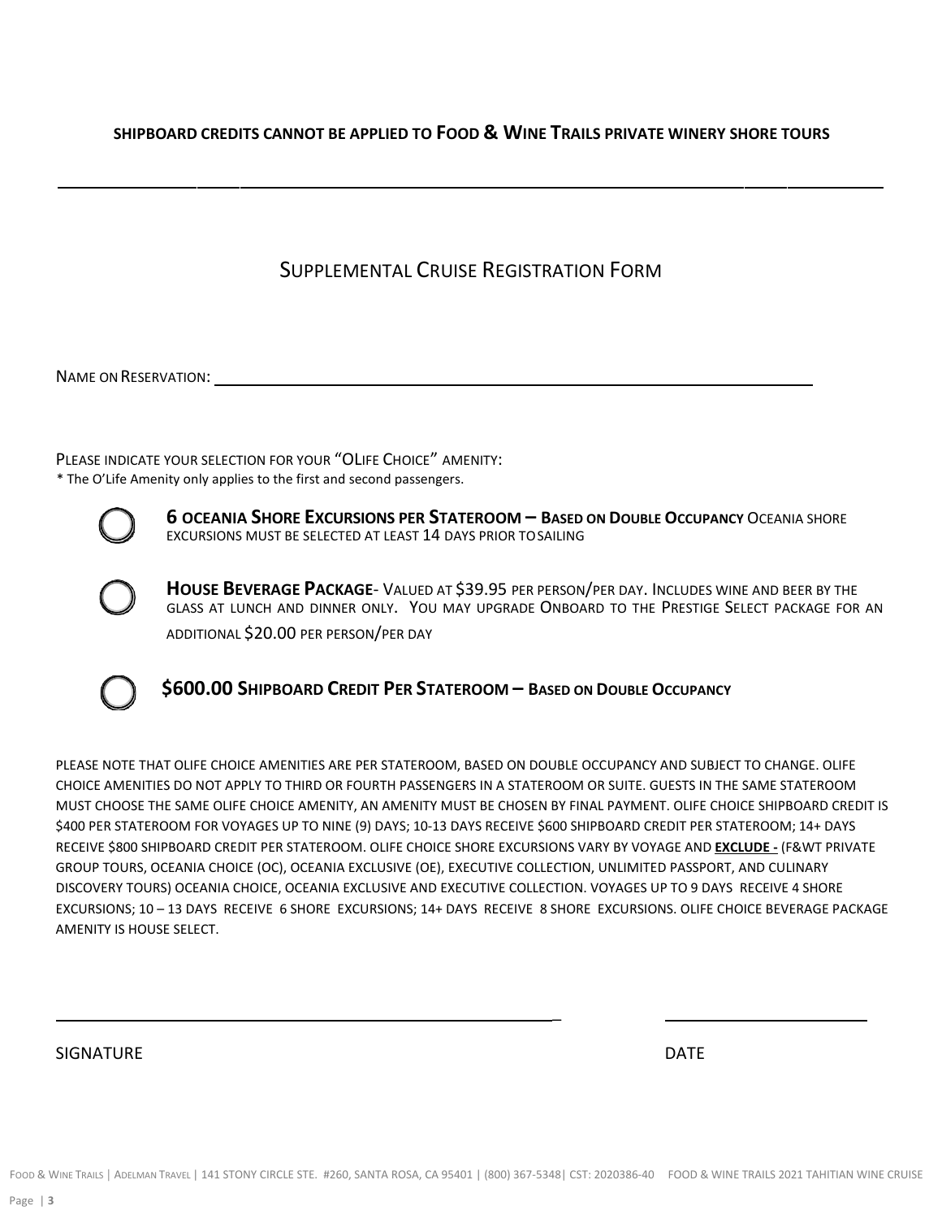**SHIPBOARD CREDITS CANNOT BE APPLIED TO FOOD & WINE TRAILS PRIVATE WINERY SHORE TOURS**

---

## SUPPLEMENTAL CRUISE REGISTRATION FORM

NAME ON RESERVATION: ______________________________________________

PLEASE INDICATE YOUR SELECTION FOR YOUR "OLIFE CHOICE" AMENITY:

\* The O'Life Amenity only applies to the first and second passengers.

- ◯ **6 OCEANIA SHORE EXCURSIONS PER STATEROOM – BASED ON DOUBLE OCCUPANCY** OCEANIA SHORE EXCURSIONS MUST BE SELECTED AT LEAST 14 DAYS PRIOR TO SAILING

- ◯ **HOUSE BEVERAGE PACKAGE**- VALUED AT $39.95 PER PERSON/PER DAY. INCLUDES WINE AND BEER BY THE GLASS AT LUNCH AND DINNER ONLY. YOU MAY UPGRADE ONBOARD TO THE PRESTIGE SELECT PACKAGE FOR AN ADDITIONAL $20.00 PER PERSON/PER DAY

- ◯ **$600.00 SHIPBOARD CREDIT PER STATEROOM – BASED ON DOUBLE OCCUPANCY**

PLEASE NOTE THAT OLIFE CHOICE AMENITIES ARE PER STATEROOM, BASED ON DOUBLE OCCUPANCY AND SUBJECT TO CHANGE. OLIFE CHOICE AMENITIES DO NOT APPLY TO THIRD OR FOURTH PASSENGERS IN A STATEROOM OR SUITE. GUESTS IN THE SAME STATEROOM MUST CHOOSE THE SAME OLIFE CHOICE AMENITY, AN AMENITY MUST BE CHOSEN BY FINAL PAYMENT. OLIFE CHOICE SHIPBOARD CREDIT IS $400 PER STATEROOM FOR VOYAGES UP TO NINE (9) DAYS; 10-13 DAYS RECEIVE $600 SHIPBOARD CREDIT PER STATEROOM; 14+ DAYS RECEIVE $800 SHIPBOARD CREDIT PER STATEROOM. OLIFE CHOICE SHORE EXCURSIONS VARY BY VOYAGE AND **EXCLUDE -** (F&WT PRIVATE GROUP TOURS, OCEANIA CHOICE (OC), OCEANIA EXCLUSIVE (OE), EXECUTIVE COLLECTION, UNLIMITED PASSPORT, AND CULINARY DISCOVERY TOURS) OCEANIA CHOICE, OCEANIA EXCLUSIVE AND EXECUTIVE COLLECTION. VOYAGES UP TO 9 DAYS RECEIVE 4 SHORE EXCURSIONS; 10 – 13 DAYS RECEIVE 6 SHORE EXCURSIONS; 14+ DAYS RECEIVE 8 SHORE EXCURSIONS. OLIFE CHOICE BEVERAGE PACKAGE AMENITY IS HOUSE SELECT.

______________________________________________ ______________________

SIGNATURE DATE

FOOD & WINE TRAILS | ADELMAN TRAVEL | 141 STONY CIRCLE STE. #260, SANTA ROSA, CA 95401 | (800) 367-5348| CST: 2020386-40 FOOD & WINE TRAILS 2021 TAHITIAN WINE CRUISE